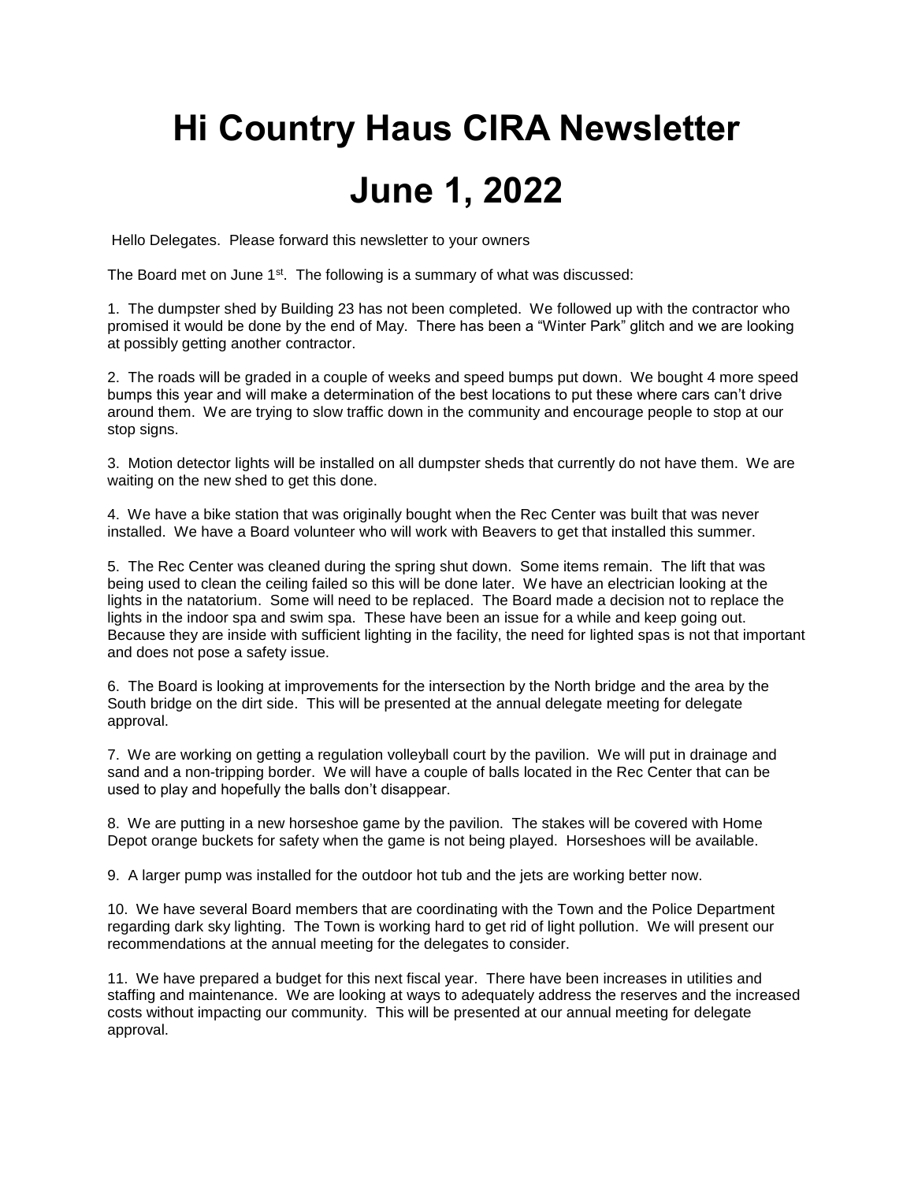# Hi Country Haus CIRA Newsletter

# June 1, 2022

Hello Delegates. Please forward this newsletter to your owners

The Board met on June 1st. The following is a summary of what was discussed:

1. The dumpster shed by Building 23 has not been completed. We followed up with the contractor who promised it would be done by the end of May. There has been a "Winter Park" glitch and we are looking at possibly getting another contractor.

2. The roads will be graded in a couple of weeks and speed bumps put down. We bought 4 more speed bumps this year and will make a determination of the best locations to put these where cars can't drive around them. We are trying to slow traffic down in the community and encourage people to stop at our stop signs.

3. Motion detector lights will be installed on all dumpster sheds that currently do not have them. We are waiting on the new shed to get this done.

4. We have a bike station that was originally bought when the Rec Center was built that was never installed. We have a Board volunteer who will work with Beavers to get that installed this summer.

5. The Rec Center was cleaned during the spring shut down. Some items remain. The lift that was being used to clean the ceiling failed so this will be done later. We have an electrician looking at the lights in the natatorium. Some will need to be replaced. The Board made a decision not to replace the lights in the indoor spa and swim spa. These have been an issue for a while and keep going out. Because they are inside with sufficient lighting in the facility, the need for lighted spas is not that important and does not pose a safety issue.

6. The Board is looking at improvements for the intersection by the North bridge and the area by the South bridge on the dirt side. This will be presented at the annual delegate meeting for delegate approval.

7. We are working on getting a regulation volleyball court by the pavilion. We will put in drainage and sand and a non-tripping border. We will have a couple of balls located in the Rec Center that can be used to play and hopefully the balls don't disappear.

8. We are putting in a new horseshoe game by the pavilion. The stakes will be covered with Home Depot orange buckets for safety when the game is not being played. Horseshoes will be available.

9. A larger pump was installed for the outdoor hot tub and the jets are working better now.

10. We have several Board members that are coordinating with the Town and the Police Department regarding dark sky lighting. The Town is working hard to get rid of light pollution. We will present our recommendations at the annual meeting for the delegates to consider.

11. We have prepared a budget for this next fiscal year. There have been increases in utilities and staffing and maintenance. We are looking at ways to adequately address the reserves and the increased costs without impacting our community. This will be presented at our annual meeting for delegate approval.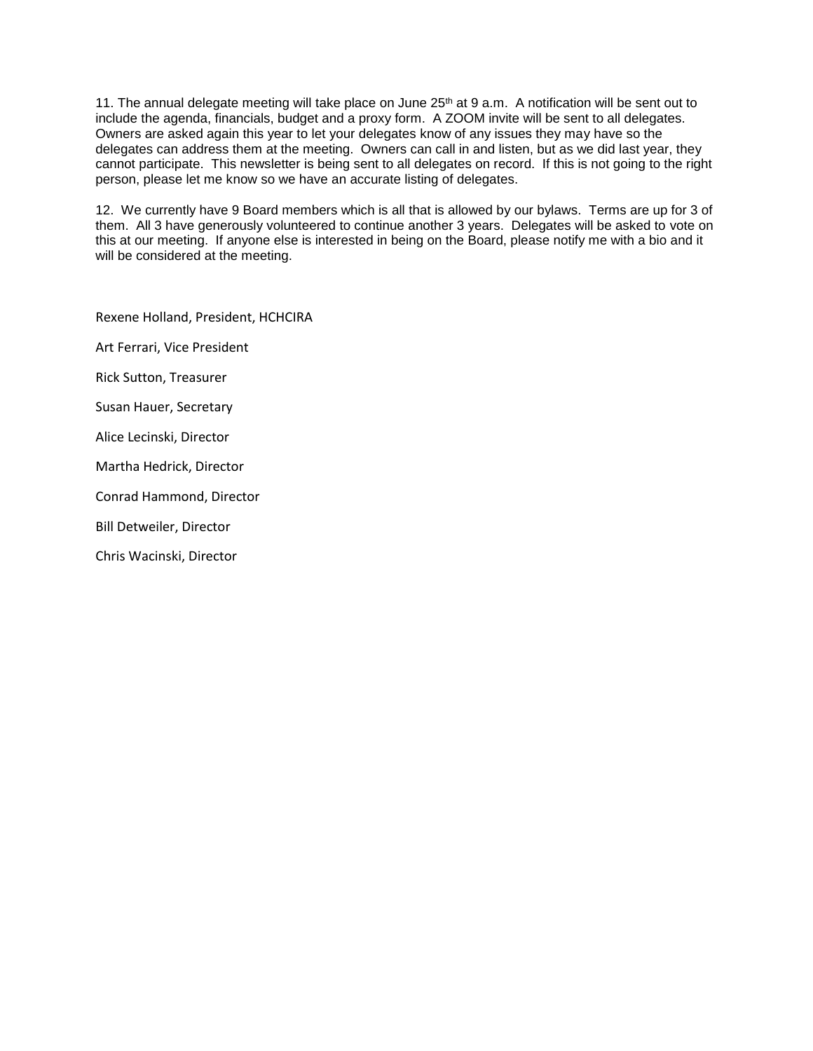11. The annual delegate meeting will take place on June 25th at 9 a.m. A notification will be sent out to include the agenda, financials, budget and a proxy form. A ZOOM invite will be sent to all delegates. Owners are asked again this year to let your delegates know of any issues they may have so the delegates can address them at the meeting. Owners can call in and listen, but as we did last year, they cannot participate. This newsletter is being sent to all delegates on record. If this is not going to the right person, please let me know so we have an accurate listing of delegates.

12. We currently have 9 Board members which is all that is allowed by our bylaws. Terms are up for 3 of them. All 3 have generously volunteered to continue another 3 years. Delegates will be asked to vote on this at our meeting. If anyone else is interested in being on the Board, please notify me with a bio and it will be considered at the meeting.

Rexene Holland, President, HCHCIRA

Art Ferrari, Vice President

Rick Sutton, Treasurer

Susan Hauer, Secretary

Alice Lecinski, Director

Martha Hedrick, Director

Conrad Hammond, Director

Bill Detweiler, Director

Chris Wacinski, Director